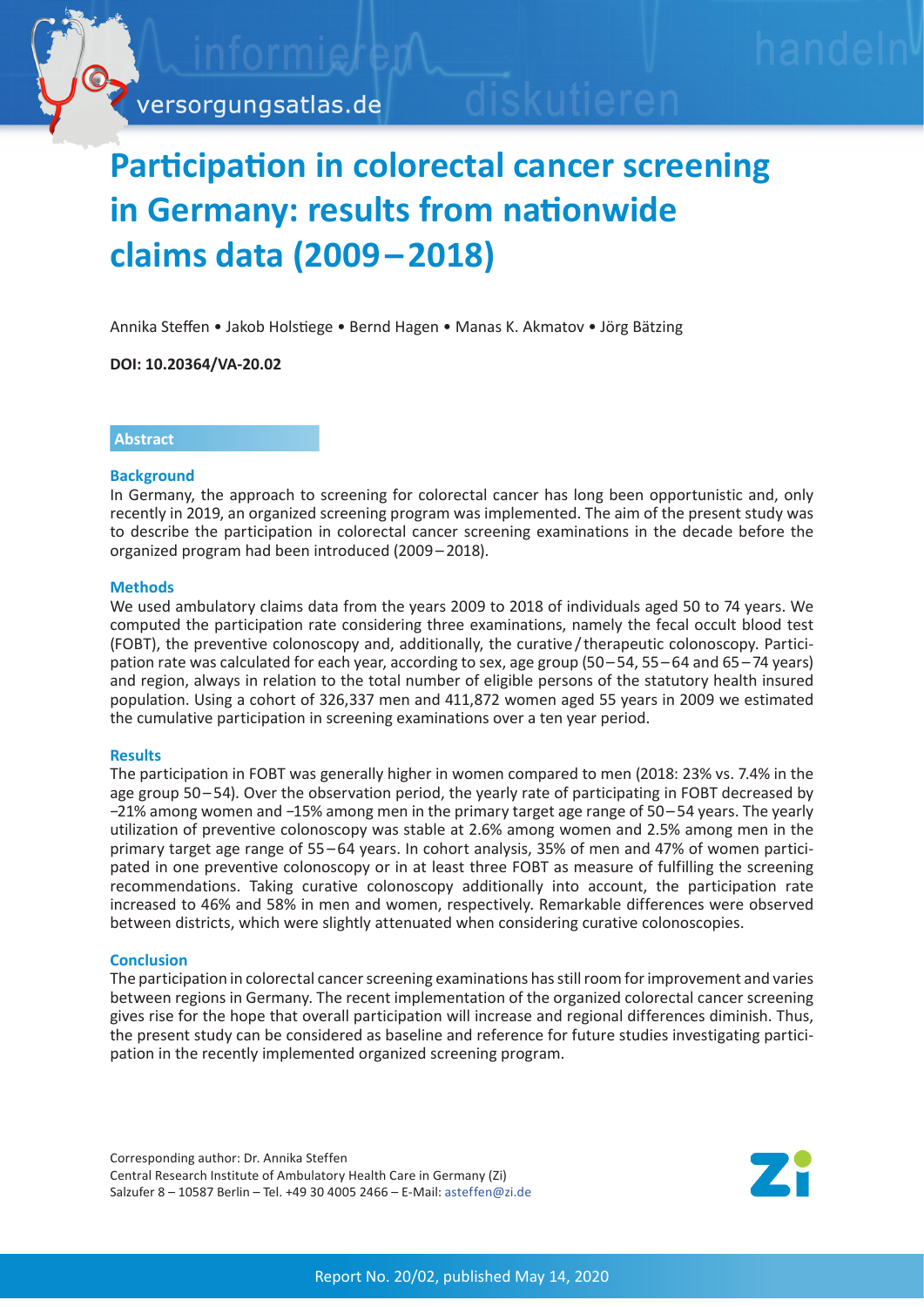# Participation in colorectal cancer screening in Germany: results from nationwide claims data (2009 – 2018)

Annika Steffen • Jakob Holstiege • Bernd Hagen • Manas K. Akmatov • Jörg Bätzing

**DOI: 10.20364/VA-20.02**

## Abstract

### Background

In Germany, the approach to screening for colorectal cancer has long been opportunistic and, only recently in 2019, an organized screening program was implemented. The aim of the present study was to describe the participation in colorectal cancer screening examinations in the decade before the organized program had been introduced (2009 – 2018).

### Methods

We used ambulatory claims data from the years 2009 to 2018 of individuals aged 50 to 74 years. We computed the participation rate considering three examinations, namely the fecal occult blood test (FOBT), the preventive colonoscopy and, additionally, the curative / therapeutic colonoscopy. Participation rate was calculated for each year, according to sex, age group (50 – 54, 55 – 64 and 65 – 74 years) and region, always in relation to the total number of eligible persons of the statutory health insured population. Using a cohort of 326,337 men and 411,872 women aged 55 years in 2009 we estimated the cumulative participation in screening examinations over a ten year period.

### Results

The participation in FOBT was generally higher in women compared to men (2018: 23% vs. 7.4% in the age group 50 – 54). Over the observation period, the yearly rate of participating in FOBT decreased by −21% among women and −15% among men in the primary target age range of 50 – 54 years. The yearly utilization of preventive colonoscopy was stable at 2.6% among women and 2.5% among men in the primary target age range of 55 – 64 years. In cohort analysis, 35% of men and 47% of women participated in one preventive colonoscopy or in at least three FOBT as measure of fulfilling the screening recommendations. Taking curative colonoscopy additionally into account, the participation rate increased to 46% and 58% in men and women, respectively. Remarkable differences were observed between districts, which were slightly attenuated when considering curative colonoscopies.

### Conclusion

The participation in colorectal cancer screening examinations has still room for improvement and varies between regions in Germany. The recent implementation of the organized colorectal cancer screening gives rise for the hope that overall participation will increase and regional differences diminish. Thus, the present study can be considered as baseline and reference for future studies investigating participation in the recently implemented organized screening program.

Corresponding author: Dr. Annika Steffen
Central Research Institute of Ambulatory Health Care in Germany (Zi)
Salzufer 8 – 10587 Berlin – Tel. +49 30 4005 2466 – E-Mail: asteffen@zi.de

Report No. 20/02, published May 14, 2020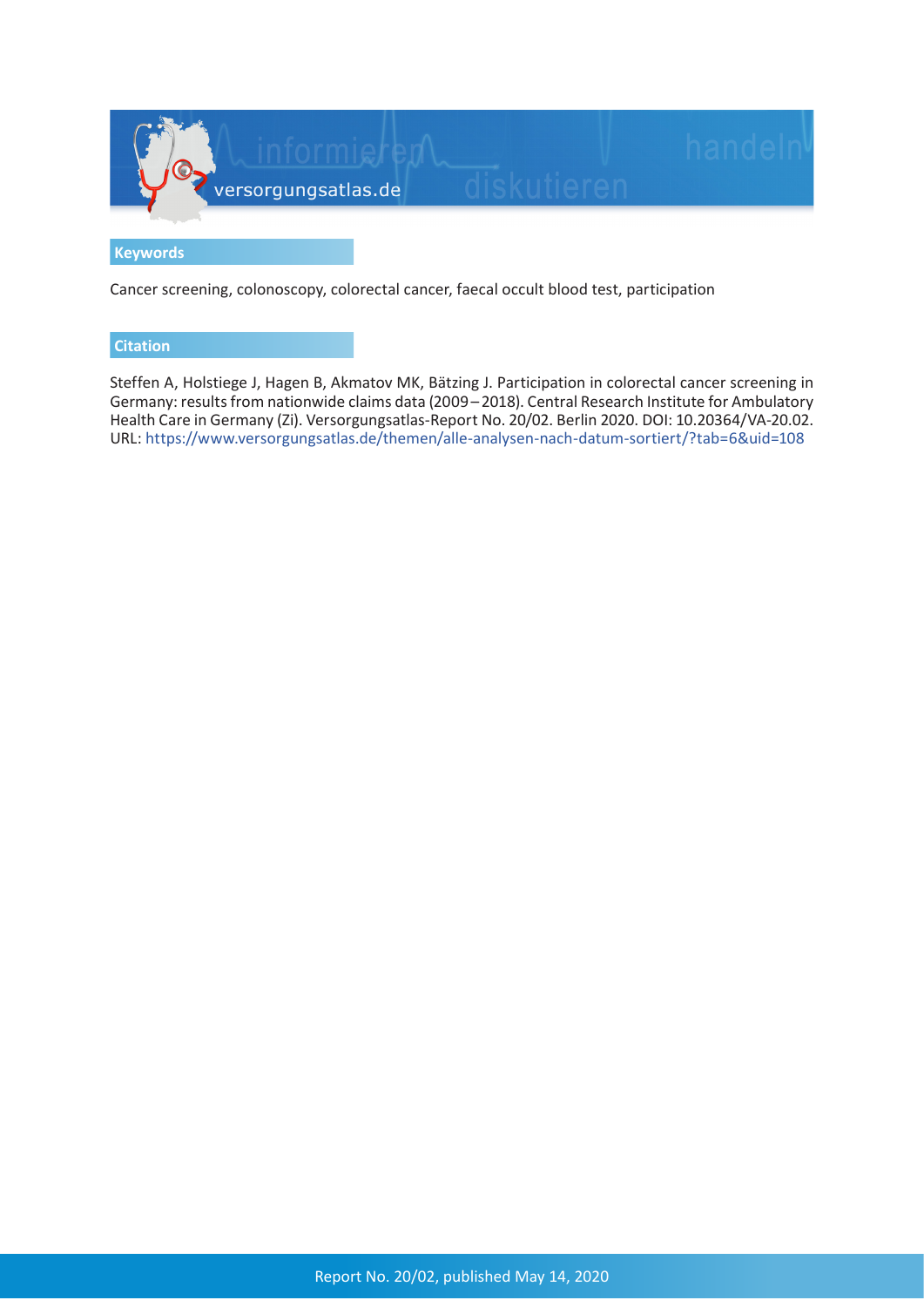## Keywords

Cancer screening, colonoscopy, colorectal cancer, faecal occult blood test, participation

## Citation

Steffen A, Holstiege J, Hagen B, Akmatov MK, Bätzing J. Participation in colorectal cancer screening in Germany: results from nationwide claims data (2009 – 2018). Central Research Institute for Ambulatory Health Care in Germany (Zi). Versorgungsatlas-Report No. 20/02. Berlin 2020. DOI: 10.20364/VA-20.02. URL: https://www.versorgungsatlas.de/themen/alle-analysen-nach-datum-sortiert/?tab=6&uid=108

Report No. 20/02, published May 14, 2020